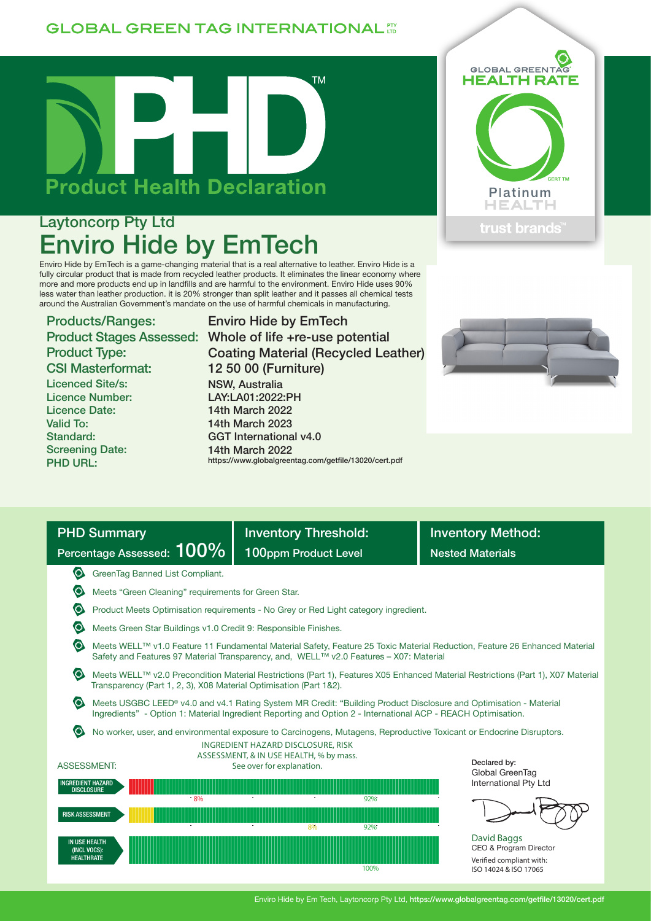GLOBAL GREEN TAG INTERNATIONAL PTY LTD

# PHD™ Product Health Declaration

GLOBAL GREENTAG® HEALTH RATE
CERT TM
Platinum HEALTH
trust brands™

## Laytoncorp Pty Ltd

# Enviro Hide by EmTech

Enviro Hide by EmTech is a game-changing material that is a real alternative to leather. Enviro Hide is a fully circular product that is made from recycled leather products. It eliminates the linear economy where more and more products end up in landfills and are harmful to the environment. Enviro Hide uses 90% less water than leather production. it is 20% stronger than split leather and it passes all chemical tests around the Australian Government's mandate on the use of harmful chemicals in manufacturing.

| | |
|---|---|
| **Products/Ranges:** | Enviro Hide by EmTech |
| **Product Stages Assessed:** | Whole of life +re-use potential |
| **Product Type:** | Coating Material (Recycled Leather) |
| **CSI Masterformat:** | 12 50 00 (Furniture) |
| **Licence Site/s:** | NSW, Australia |
| **Licence Number:** | LAY:LA01:2022:PH |
| **Licence Date:** | 14th March 2022 |
| **Valid To:** | 14th March 2023 |
| **Standard:** | GGT International v4.0 |
| **Screening Date:** | 14th March 2022 |
| **PHD URL:** | https://www.globalgreentag.com/getfile/13020/cert.pdf |

| PHD Summary | Inventory Threshold: | Inventory Method: |
|---|---|---|
| Percentage Assessed: 100% | 100ppm Product Level | Nested Materials |

- GreenTag Banned List Compliant.
- Meets "Green Cleaning" requirements for Green Star.
- Product Meets Optimisation requirements - No Grey or Red Light category ingredient.
- Meets Green Star Buildings v1.0 Credit 9: Responsible Finishes.
- Meets WELL™ v1.0 Feature 11 Fundamental Material Safety, Feature 25 Toxic Material Reduction, Feature 26 Enhanced Material Safety and Features 97 Material Transparency, and, WELL™ v2.0 Features – X07: Material
- Meets WELL™ v2.0 Precondition Material Restrictions (Part 1), Features X05 Enhanced Material Restrictions (Part 1), X07 Material Transparency (Part 1, 2, 3), X08 Material Optimisation (Part 1&2).
- Meets USGBC LEED® v4.0 and v4.1 Rating System MR Credit: "Building Product Disclosure and Optimisation - Material Ingredients" - Option 1: Material Ingredient Reporting and Option 2 - International ACP - REACH Optimisation.
- No worker, user, and environmental exposure to Carcinogens, Mutagens, Reproductive Toxicant or Endocrine Disruptors.

ASSESSMENT:

INGREDIENT HAZARD DISCLOSURE, RISK ASSESSMENT, & IN USE HEALTH, % by mass. See over for explanation.

| Assessment | Red | Yellow | Green |
|---|---|---|---|
| INGREDIENT HAZARD DISCLOSURE | 8% | | 92% |
| RISK ASSESSMENT | | 8% | 92% |
| IN USE HEALTH (INCL VOCS): HEALTHRATE | | | 100% |

Declared by:
Global GreenTag International Pty Ltd

David Baggs
CEO & Program Director

Verified compliant with:
ISO 14024 & ISO 17065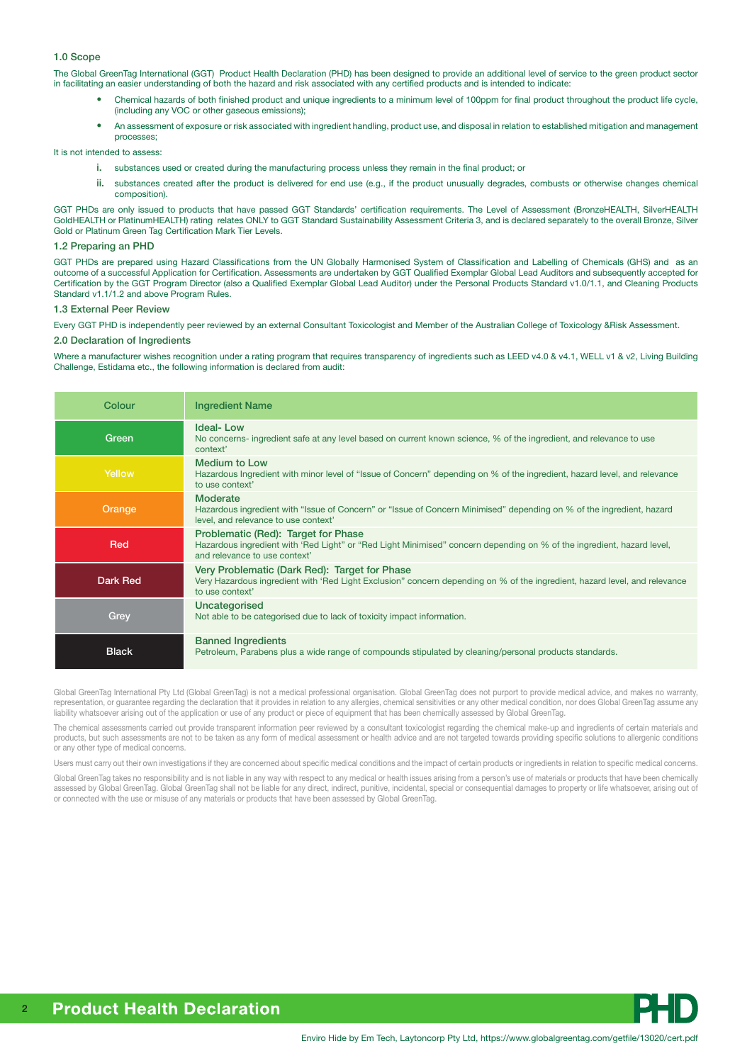### 1.0 Scope

The Global GreenTag International (GGT) Product Health Declaration (PHD) has been designed to provide an additional level of service to the green product sector in facilitating an easier understanding of both the hazard and risk associated with any certified products and is intended to indicate:

- Chemical hazards of both finished product and unique ingredients to a minimum level of 100ppm for final product throughout the product life cycle, (including any VOC or other gaseous emissions);
- An assessment of exposure or risk associated with ingredient handling, product use, and disposal in relation to established mitigation and management processes;

It is not intended to assess:

i. substances used or created during the manufacturing process unless they remain in the final product; or

ii. substances created after the product is delivered for end use (e.g., if the product unusually degrades, combusts or otherwise changes chemical composition).

GGT PHDs are only issued to products that have passed GGT Standards' certification requirements. The Level of Assessment (BronzeHEALTH, SilverHEALTH GoldHEALTH or PlatinumHEALTH) rating relates ONLY to GGT Standard Sustainability Assessment Criteria 3, and is declared separately to the overall Bronze, Silver Gold or Platinum Green Tag Certification Mark Tier Levels.

### 1.2 Preparing an PHD

GGT PHDs are prepared using Hazard Classifications from the UN Globally Harmonised System of Classification and Labelling of Chemicals (GHS) and as an outcome of a successful Application for Certification. Assessments are undertaken by GGT Qualified Exemplar Global Lead Auditors and subsequently accepted for Certification by the GGT Program Director (also a Qualified Exemplar Global Lead Auditor) under the Personal Products Standard v1.0/1.1, and Cleaning Products Standard v1.1/1.2 and above Program Rules.

### 1.3 External Peer Review

Every GGT PHD is independently peer reviewed by an external Consultant Toxicologist and Member of the Australian College of Toxicology &Risk Assessment.

### 2.0 Declaration of Ingredients

Where a manufacturer wishes recognition under a rating program that requires transparency of ingredients such as LEED v4.0 & v4.1, WELL v1 & v2, Living Building Challenge, Estidama etc., the following information is declared from audit:

| Colour | Ingredient Name |
|---|---|
| Green | **Ideal- Low**<br>No concerns- ingredient safe at any level based on current known science, % of the ingredient, and relevance to use context' |
| Yellow | **Medium to Low**<br>Hazardous Ingredient with minor level of "Issue of Concern" depending on % of the ingredient, hazard level, and relevance to use context' |
| Orange | **Moderate**<br>Hazardous ingredient with "Issue of Concern" or "Issue of Concern Minimised" depending on % of the ingredient, hazard level, and relevance to use context' |
| Red | **Problematic (Red): Target for Phase**<br>Hazardous ingredient with 'Red Light" or "Red Light Minimised" concern depending on % of the ingredient, hazard level, and relevance to use context' |
| Dark Red | **Very Problematic (Dark Red): Target for Phase**<br>Very Hazardous ingredient with 'Red Light Exclusion" concern depending on % of the ingredient, hazard level, and relevance to use context' |
| Grey | **Uncategorised**<br>Not able to be categorised due to lack of toxicity impact information. |
| Black | **Banned Ingredients**<br>Petroleum, Parabens plus a wide range of compounds stipulated by cleaning/personal products standards. |

Global GreenTag International Pty Ltd (Global GreenTag) is not a medical professional organisation. Global GreenTag does not purport to provide medical advice, and makes no warranty, representation, or guarantee regarding the declaration that it provides in relation to any allergies, chemical sensitivities or any other medical condition, nor does Global GreenTag assume any liability whatsoever arising out of the application or use of any product or piece of equipment that has been chemically assessed by Global GreenTag.

The chemical assessments carried out provide transparent information peer reviewed by a consultant toxicologist regarding the chemical make-up and ingredients of certain materials and products, but such assessments are not to be taken as any form of medical assessment or health advice and are not targeted towards providing specific solutions to allergenic conditions or any other type of medical concerns.

Users must carry out their own investigations if they are concerned about specific medical conditions and the impact of certain products or ingredients in relation to specific medical concerns.

Global GreenTag takes no responsibility and is not liable in any way with respect to any medical or health issues arising from a person's use of materials or products that have been chemically assessed by Global GreenTag. Global GreenTag shall not be liable for any direct, indirect, punitive, incidental, special or consequential damages to property or life whatsoever, arising out of or connected with the use or misuse of any materials or products that have been assessed by Global GreenTag.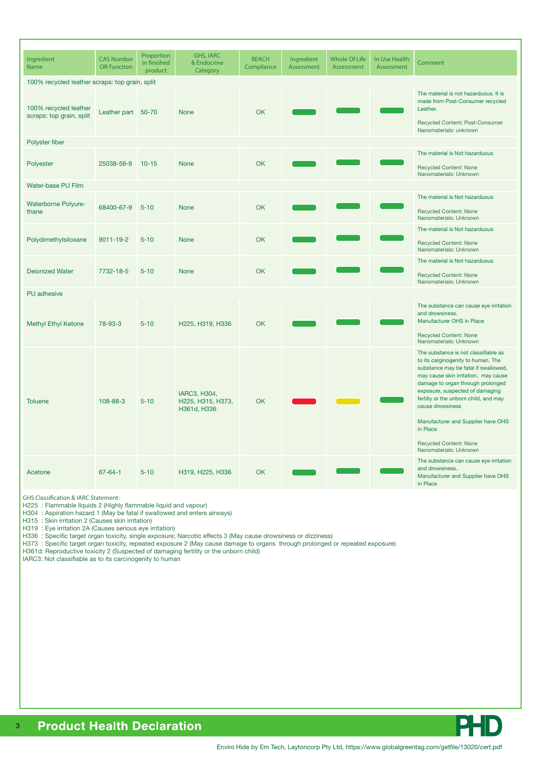| Ingredient Name | CAS Number OR Function | Proportion in finished product | GHS, IARC & Endocrine Category | REACH Compliance | Ingredient Assessment | Whole Of Life Assessment | In Use Health Assessment | Comment |
|---|---|---|---|---|---|---|---|---|
| 100% recycled leather scraps: top grain, split | | | | | | | | |
| 100% recycled leather scraps: top grain, split | Leather part | 50-70 | None | OK | Green | Green | Green | The material is not hazarduous. It is made from Post-Consumer recycled Leather. Recycled Content: Post-Consumer Nanomaterials: unknown |
| Polyster fiber | | | | | | | | |
| Polyester | 25038-59-9 | 10-15 | None | OK | Green | Green | Green | The material is Not hazardous Recycled Content: None Nanomaterials: Unknown |
| Water-base PU Film | | | | | | | | |
| Waterborne Polyurethane | 68400-67-9 | 5-10 | None | OK | Green | Green | Green | The material is Not hazardous Recycled Content: None Nanomaterials: Unknown |
| Polydimethylsiloxane | 9011-19-2 | 5-10 | None | OK | Green | Green | Green | The material is Not hazardous Recycled Content: None Nanomaterials: Unknown |
| Deionized Water | 7732-18-5 | 5-10 | None | OK | Green | Green | Green | The material is Not hazardous Recycled Content: None Nanomaterials: Unknown |
| PU adhesive | | | | | | | | |
| Methyl Ethyl Ketone | 78-93-3 | 5-10 | H225, H319, H336 | OK | Green | Green | Green | The substance can cause eye irritation and drowsiness. Manufacturer OHS in Place Recycled Content: None Nanomaterials: Unknown |
| Toluene | 108-88-3 | 5-10 | IARC3, H304, H225, H315, H373, H361d, H336 | OK | Red | Yellow | Green | The substance is not classifiable as to its carginogenity to human. The substance may be fatal if swallowed, may cause skin irritation, may cause damage to organ through prolonged exposure, suspected of damaging fertiliy or the unborn child, and may cause drowsiness Manufacturer and Supplier have OHS in Place Recycled Content: None Nanomaterials: Unknown |
| Acetone | 67-64-1 | 5-10 | H319, H225, H336 | OK | Green | Green | Green | The substance can cause eye irritation and drowsiness. Manufacturer and Supplier have OHS in Place |

GHS Classification & IARC Statement:
H225 : Flammable liquids 2 (Highly flammable liquid and vapour)
H304 : Aspiration hazard 1 (May be fatal if swallowed and enters airways)
H315 : Skin irritation 2 (Causes skin irritation)
H319 : Eye irritation 2A (Causes serious eye irritation)
H336 : Specific target organ toxicity, single exposure; Narcotic effects 3 (May cause drowsiness or dizziness)
H373 : Specific target organ toxicity, repeated exposure 2 (May cause damage to organs through prolonged or repeated exposure)
H361d: Reproductive toxicity 2 (Suspected of damaging fertility or the unborn child)
IARC3: Not classifiable as to its carcinogenity to human

**Product Health Declaration**

Enviro Hide by Em Tech, Laytoncorp Pty Ltd, https://www.globalgreentag.com/getfile/13020/cert.pdf